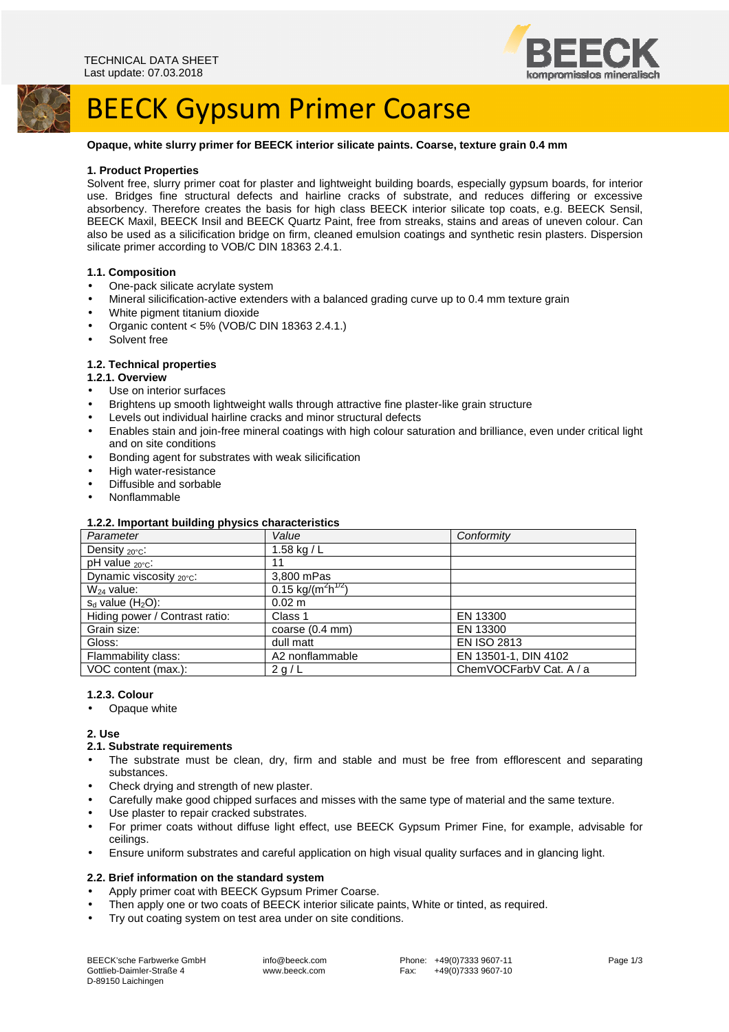TECHNICAL DATA SHEET
Last update: 07.03.2018

# BEECK Gypsum Primer Coarse

**Opaque, white slurry primer for BEECK interior silicate paints. Coarse, texture grain 0.4 mm**

## 1. Product Properties

Solvent free, slurry primer coat for plaster and lightweight building boards, especially gypsum boards, for interior use. Bridges fine structural defects and hairline cracks of substrate, and reduces differing or excessive absorbency. Therefore creates the basis for high class BEECK interior silicate top coats, e.g. BEECK Sensil, BEECK Maxil, BEECK Insil and BEECK Quartz Paint, free from streaks, stains and areas of uneven colour. Can also be used as a silicification bridge on firm, cleaned emulsion coatings and synthetic resin plasters. Dispersion silicate primer according to VOB/C DIN 18363 2.4.1.

### 1.1. Composition

- One-pack silicate acrylate system
- Mineral silicification-active extenders with a balanced grading curve up to 0.4 mm texture grain
- White pigment titanium dioxide
- Organic content < 5% (VOB/C DIN 18363 2.4.1.)
- Solvent free

### 1.2. Technical properties

#### 1.2.1. Overview

- Use on interior surfaces
- Brightens up smooth lightweight walls through attractive fine plaster-like grain structure
- Levels out individual hairline cracks and minor structural defects
- Enables stain and join-free mineral coatings with high colour saturation and brilliance, even under critical light and on site conditions
- Bonding agent for substrates with weak silicification
- High water-resistance
- Diffusible and sorbable
- Nonflammable

#### 1.2.2. Important building physics characteristics

| *Parameter* | *Value* | *Conformity* |
|---|---|---|
| Density $_{20°C}$: | 1.58 kg / L | |
| pH value $_{20°C}$: | 11 | |
| Dynamic viscosity $_{20°C}$: | 3,800 mPas | |
| $W_{24}$ value: | 0.15 $kg/(m^2h^{1/2})$ | |
| $s_d$ value ($H_2O$): | 0.02 m | |
| Hiding power / Contrast ratio: | Class 1 | EN 13300 |
| Grain size: | coarse (0.4 mm) | EN 13300 |
| Gloss: | dull matt | EN ISO 2813 |
| Flammability class: | A2 nonflammable | EN 13501-1, DIN 4102 |
| VOC content (max.): | 2 g / L | ChemVOCFarbV Cat. A / a |

#### 1.2.3. Colour

- Opaque white

## 2. Use

### 2.1. Substrate requirements

- The substrate must be clean, dry, firm and stable and must be free from efflorescent and separating substances.
- Check drying and strength of new plaster.
- Carefully make good chipped surfaces and misses with the same type of material and the same texture.
- Use plaster to repair cracked substrates.
- For primer coats without diffuse light effect, use BEECK Gypsum Primer Fine, for example, advisable for ceilings.
- Ensure uniform substrates and careful application on high visual quality surfaces and in glancing light.

### 2.2. Brief information on the standard system

- Apply primer coat with BEECK Gypsum Primer Coarse.
- Then apply one or two coats of BEECK interior silicate paints, White or tinted, as required.
- Try out coating system on test area under on site conditions.

BEECK'sche Farbwerke GmbH
Gottlieb-Daimler-Straße 4
D-89150 Laichingen

info@beeck.com
www.beeck.com

Phone: +49(0)7333 9607-11
Fax: +49(0)7333 9607-10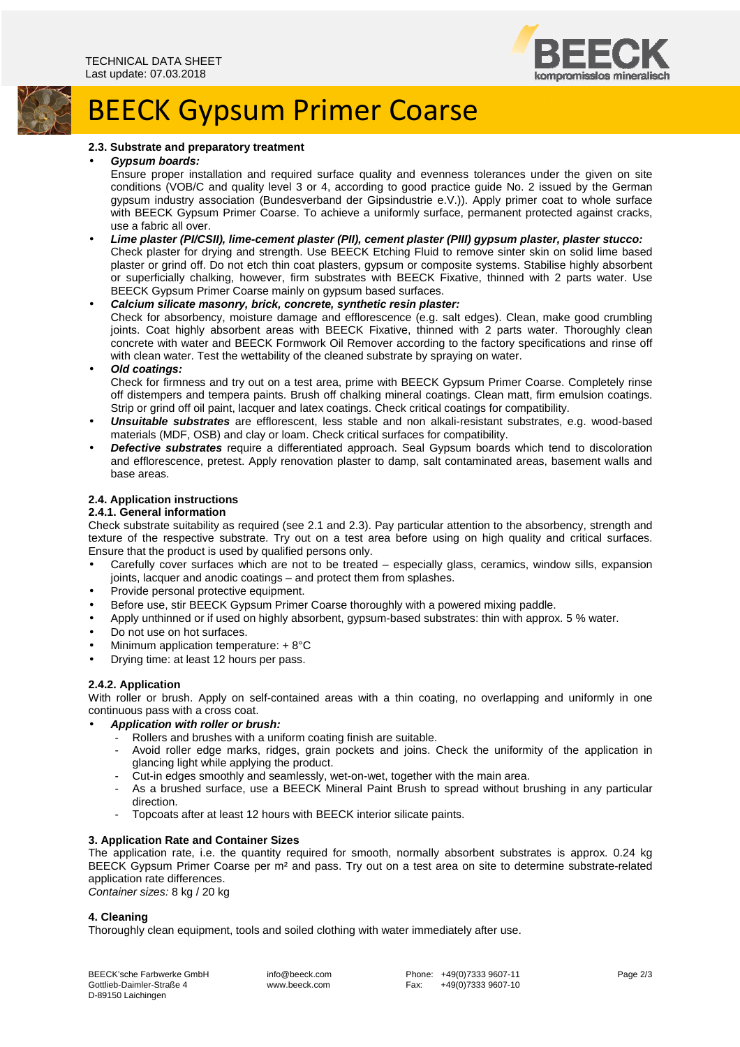# BEECK Gypsum Primer Coarse

### 2.3. Substrate and preparatory treatment

- ***Gypsum boards:***
  Ensure proper installation and required surface quality and evenness tolerances under the given on site conditions (VOB/C and quality level 3 or 4, according to good practice guide No. 2 issued by the German gypsum industry association (Bundesverband der Gipsindustrie e.V.)). Apply primer coat to whole surface with BEECK Gypsum Primer Coarse. To achieve a uniformly surface, permanent protected against cracks, use a fabric all over.
- ***Lime plaster (PI/CSII), lime-cement plaster (PII), cement plaster (PIII) gypsum plaster, plaster stucco:***
  Check plaster for drying and strength. Use BEECK Etching Fluid to remove sinter skin on solid lime based plaster or grind off. Do not etch thin coat plasters, gypsum or composite systems. Stabilise highly absorbent or superficially chalking, however, firm substrates with BEECK Fixative, thinned with 2 parts water. Use BEECK Gypsum Primer Coarse mainly on gypsum based surfaces.
- ***Calcium silicate masonry, brick, concrete, synthetic resin plaster:***
  Check for absorbency, moisture damage and efflorescence (e.g. salt edges). Clean, make good crumbling joints. Coat highly absorbent areas with BEECK Fixative, thinned with 2 parts water. Thoroughly clean concrete with water and BEECK Formwork Oil Remover according to the factory specifications and rinse off with clean water. Test the wettability of the cleaned substrate by spraying on water.
- ***Old coatings:***
  Check for firmness and try out on a test area, prime with BEECK Gypsum Primer Coarse. Completely rinse off distempers and tempera paints. Brush off chalking mineral coatings. Clean matt, firm emulsion coatings. Strip or grind off oil paint, lacquer and latex coatings. Check critical coatings for compatibility.
- ***Unsuitable substrates*** are efflorescent, less stable and non alkali-resistant substrates, e.g. wood-based materials (MDF, OSB) and clay or loam. Check critical surfaces for compatibility.
- ***Defective substrates*** require a differentiated approach. Seal Gypsum boards which tend to discoloration and efflorescence, pretest. Apply renovation plaster to damp, salt contaminated areas, basement walls and base areas.

### 2.4. Application instructions

#### 2.4.1. General information

Check substrate suitability as required (see 2.1 and 2.3). Pay particular attention to the absorbency, strength and texture of the respective substrate. Try out on a test area before using on high quality and critical surfaces. Ensure that the product is used by qualified persons only.

- Carefully cover surfaces which are not to be treated – especially glass, ceramics, window sills, expansion joints, lacquer and anodic coatings – and protect them from splashes.
- Provide personal protective equipment.
- Before use, stir BEECK Gypsum Primer Coarse thoroughly with a powered mixing paddle.
- Apply unthinned or if used on highly absorbent, gypsum-based substrates: thin with approx. 5 % water.
- Do not use on hot surfaces.
- Minimum application temperature: + 8°C
- Drying time: at least 12 hours per pass.

#### 2.4.2. Application

With roller or brush. Apply on self-contained areas with a thin coating, no overlapping and uniformly in one continuous pass with a cross coat.

- ***Application with roller or brush:***
  - Rollers and brushes with a uniform coating finish are suitable.
  - Avoid roller edge marks, ridges, grain pockets and joins. Check the uniformity of the application in glancing light while applying the product.
  - Cut-in edges smoothly and seamlessly, wet-on-wet, together with the main area.
  - As a brushed surface, use a BEECK Mineral Paint Brush to spread without brushing in any particular direction.
  - Topcoats after at least 12 hours with BEECK interior silicate paints.

## 3. Application Rate and Container Sizes

The application rate, i.e. the quantity required for smooth, normally absorbent substrates is approx. 0.24 kg BEECK Gypsum Primer Coarse per m² and pass. Try out on a test area on site to determine substrate-related application rate differences.

*Container sizes:* 8 kg / 20 kg

## 4. Cleaning

Thoroughly clean equipment, tools and soiled clothing with water immediately after use.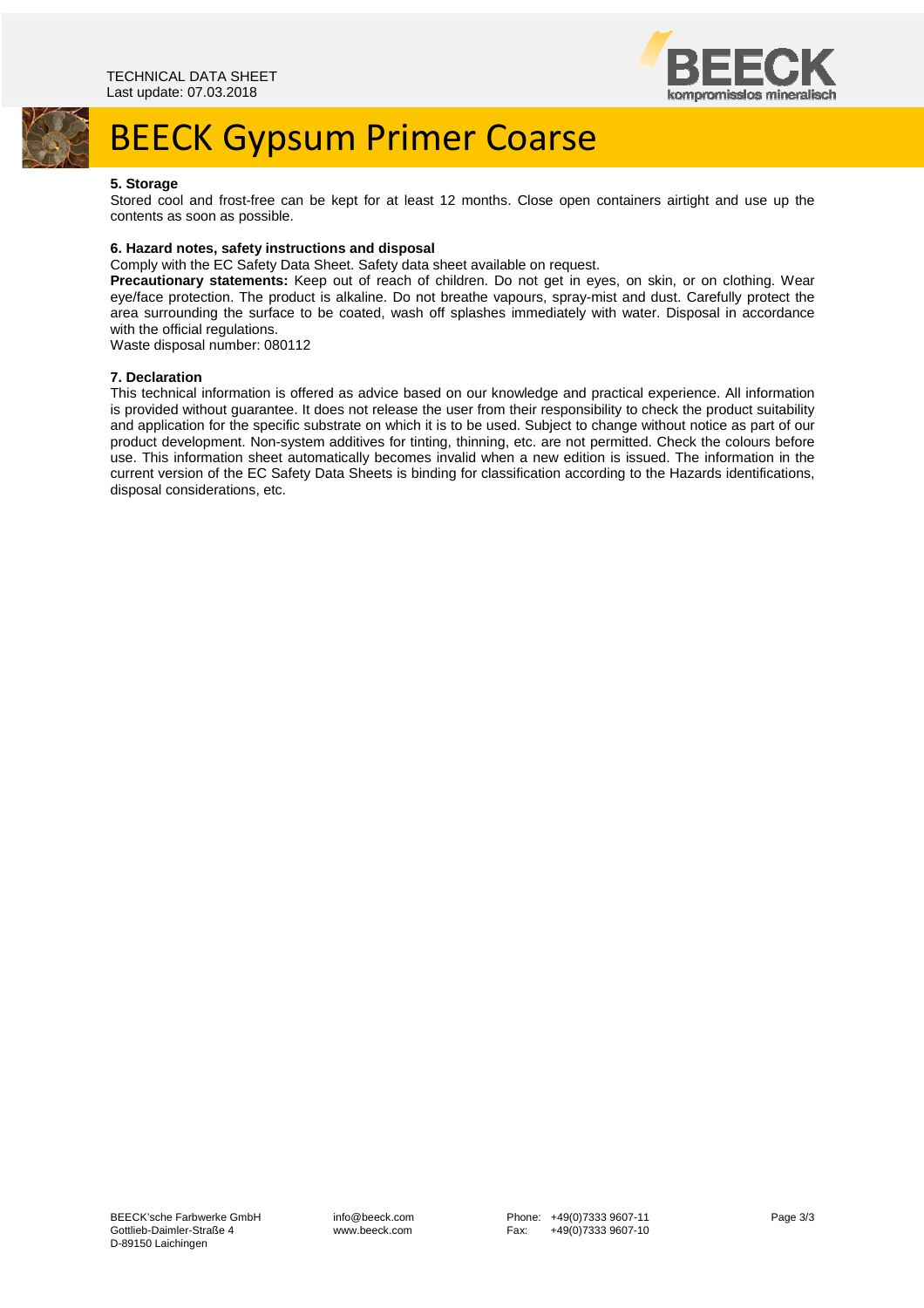# BEECK Gypsum Primer Coarse

**5. Storage**

Stored cool and frost-free can be kept for at least 12 months. Close open containers airtight and use up the contents as soon as possible.

**6. Hazard notes, safety instructions and disposal**

Comply with the EC Safety Data Sheet. Safety data sheet available on request.

**Precautionary statements:** Keep out of reach of children. Do not get in eyes, on skin, or on clothing. Wear eye/face protection. The product is alkaline. Do not breathe vapours, spray-mist and dust. Carefully protect the area surrounding the surface to be coated, wash off splashes immediately with water. Disposal in accordance with the official regulations.

Waste disposal number: 080112

**7. Declaration**

This technical information is offered as advice based on our knowledge and practical experience. All information is provided without guarantee. It does not release the user from their responsibility to check the product suitability and application for the specific substrate on which it is to be used. Subject to change without notice as part of our product development. Non-system additives for tinting, thinning, etc. are not permitted. Check the colours before use. This information sheet automatically becomes invalid when a new edition is issued. The information in the current version of the EC Safety Data Sheets is binding for classification according to the Hazards identifications, disposal considerations, etc.